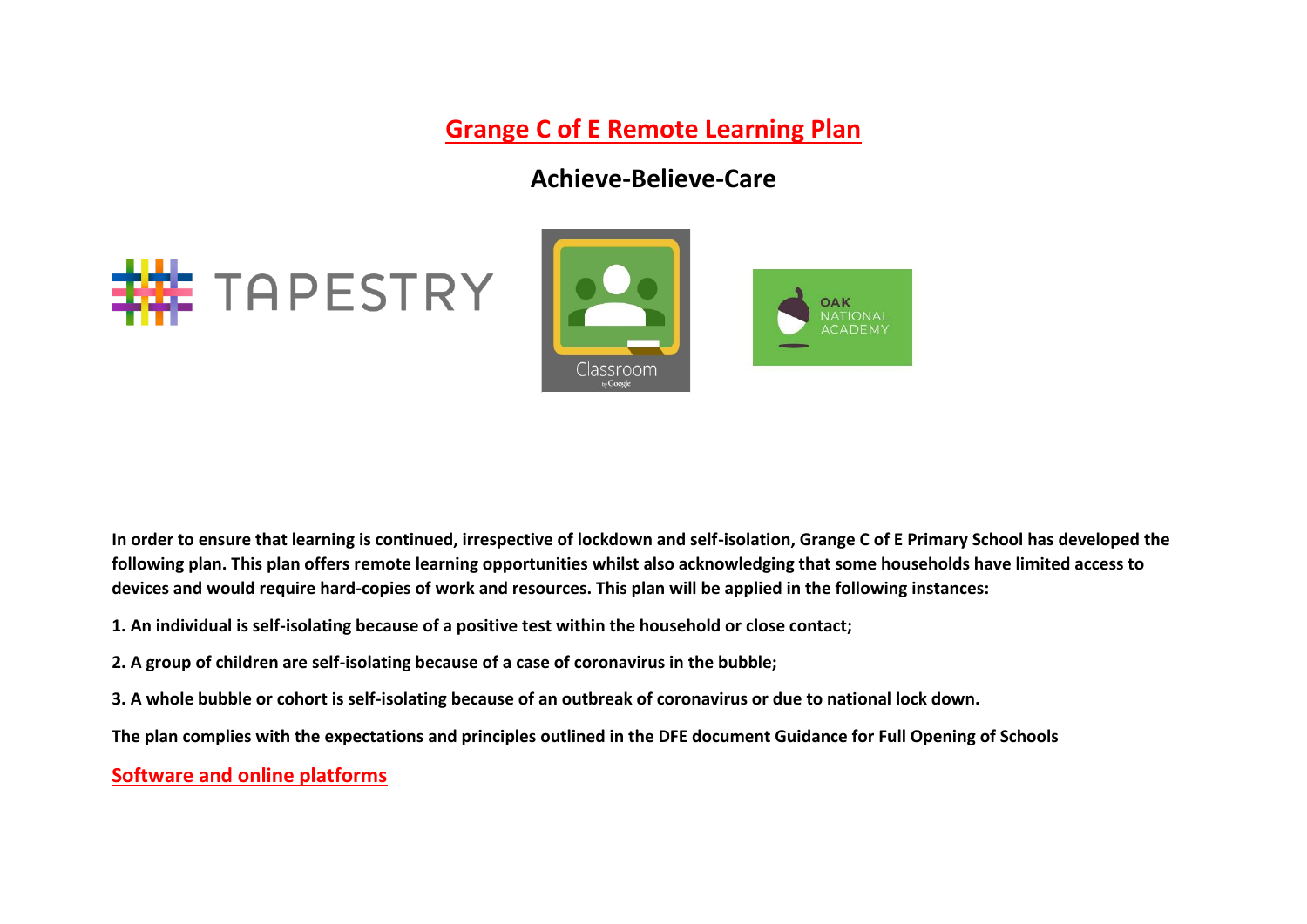# Grange C of E Remote Learning Plan

## Achieve-Believe-Care

**In order to ensure that learning is continued, irrespective of lockdown and self-isolation, Grange C of E Primary School has developed the following plan. This plan offers remote learning opportunities whilst also acknowledging that some households have limited access to devices and would require hard-copies of work and resources. This plan will be applied in the following instances:**

**1. An individual is self-isolating because of a positive test within the household or close contact;**

**2. A group of children are self-isolating because of a case of coronavirus in the bubble;**

**3. A whole bubble or cohort is self-isolating because of an outbreak of coronavirus or due to national lock down.**

**The plan complies with the expectations and principles outlined in the DFE document Guidance for Full Opening of Schools**

## Software and online platforms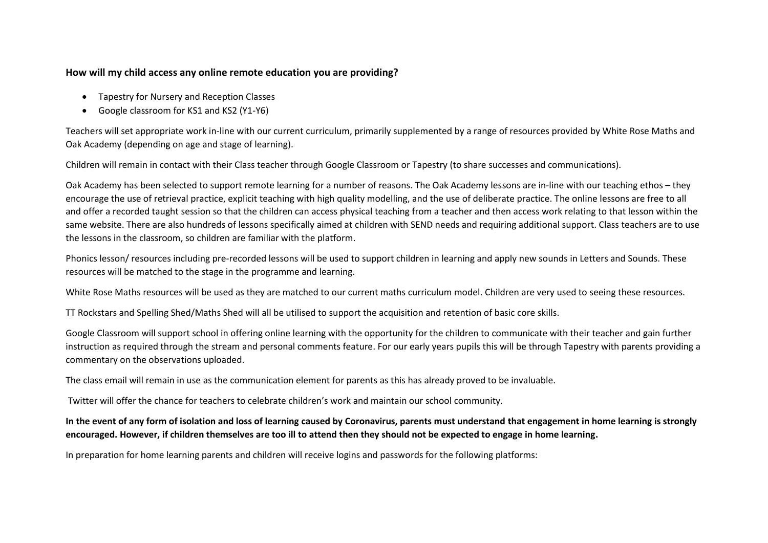**How will my child access any online remote education you are providing?**

- Tapestry for Nursery and Reception Classes
- Google classroom for KS1 and KS2 (Y1-Y6)

Teachers will set appropriate work in-line with our current curriculum, primarily supplemented by a range of resources provided by White Rose Maths and Oak Academy (depending on age and stage of learning).

Children will remain in contact with their Class teacher through Google Classroom or Tapestry (to share successes and communications).

Oak Academy has been selected to support remote learning for a number of reasons. The Oak Academy lessons are in-line with our teaching ethos – they encourage the use of retrieval practice, explicit teaching with high quality modelling, and the use of deliberate practice. The online lessons are free to all and offer a recorded taught session so that the children can access physical teaching from a teacher and then access work relating to that lesson within the same website. There are also hundreds of lessons specifically aimed at children with SEND needs and requiring additional support. Class teachers are to use the lessons in the classroom, so children are familiar with the platform.

Phonics lesson/ resources including pre-recorded lessons will be used to support children in learning and apply new sounds in Letters and Sounds. These resources will be matched to the stage in the programme and learning.

White Rose Maths resources will be used as they are matched to our current maths curriculum model. Children are very used to seeing these resources.

TT Rockstars and Spelling Shed/Maths Shed will all be utilised to support the acquisition and retention of basic core skills.

Google Classroom will support school in offering online learning with the opportunity for the children to communicate with their teacher and gain further instruction as required through the stream and personal comments feature. For our early years pupils this will be through Tapestry with parents providing a commentary on the observations uploaded.

The class email will remain in use as the communication element for parents as this has already proved to be invaluable.

Twitter will offer the chance for teachers to celebrate children's work and maintain our school community.

**In the event of any form of isolation and loss of learning caused by Coronavirus, parents must understand that engagement in home learning is strongly encouraged. However, if children themselves are too ill to attend then they should not be expected to engage in home learning.**

In preparation for home learning parents and children will receive logins and passwords for the following platforms: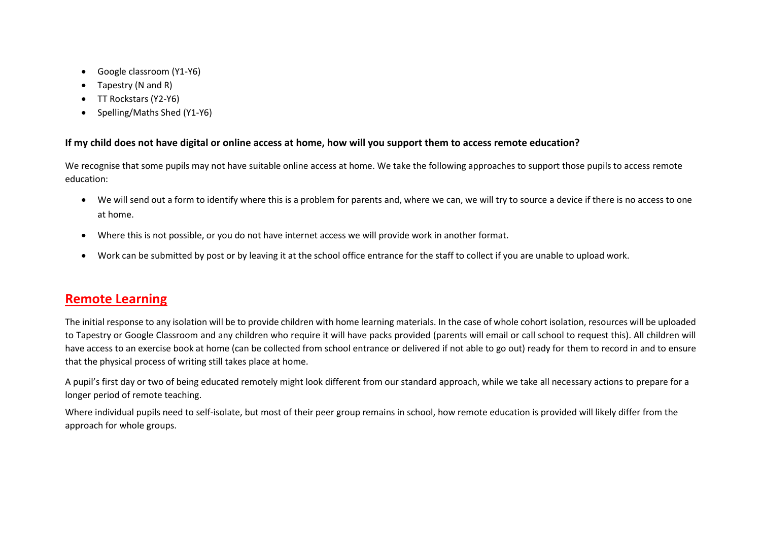- Google classroom (Y1-Y6)
- Tapestry (N and R)
- TT Rockstars (Y2-Y6)
- Spelling/Maths Shed (Y1-Y6)

**If my child does not have digital or online access at home, how will you support them to access remote education?**

We recognise that some pupils may not have suitable online access at home. We take the following approaches to support those pupils to access remote education:

- We will send out a form to identify where this is a problem for parents and, where we can, we will try to source a device if there is no access to one at home.
- Where this is not possible, or you do not have internet access we will provide work in another format.
- Work can be submitted by post or by leaving it at the school office entrance for the staff to collect if you are unable to upload work.

## Remote Learning

The initial response to any isolation will be to provide children with home learning materials. In the case of whole cohort isolation, resources will be uploaded to Tapestry or Google Classroom and any children who require it will have packs provided (parents will email or call school to request this). All children will have access to an exercise book at home (can be collected from school entrance or delivered if not able to go out) ready for them to record in and to ensure that the physical process of writing still takes place at home.

A pupil's first day or two of being educated remotely might look different from our standard approach, while we take all necessary actions to prepare for a longer period of remote teaching.

Where individual pupils need to self-isolate, but most of their peer group remains in school, how remote education is provided will likely differ from the approach for whole groups.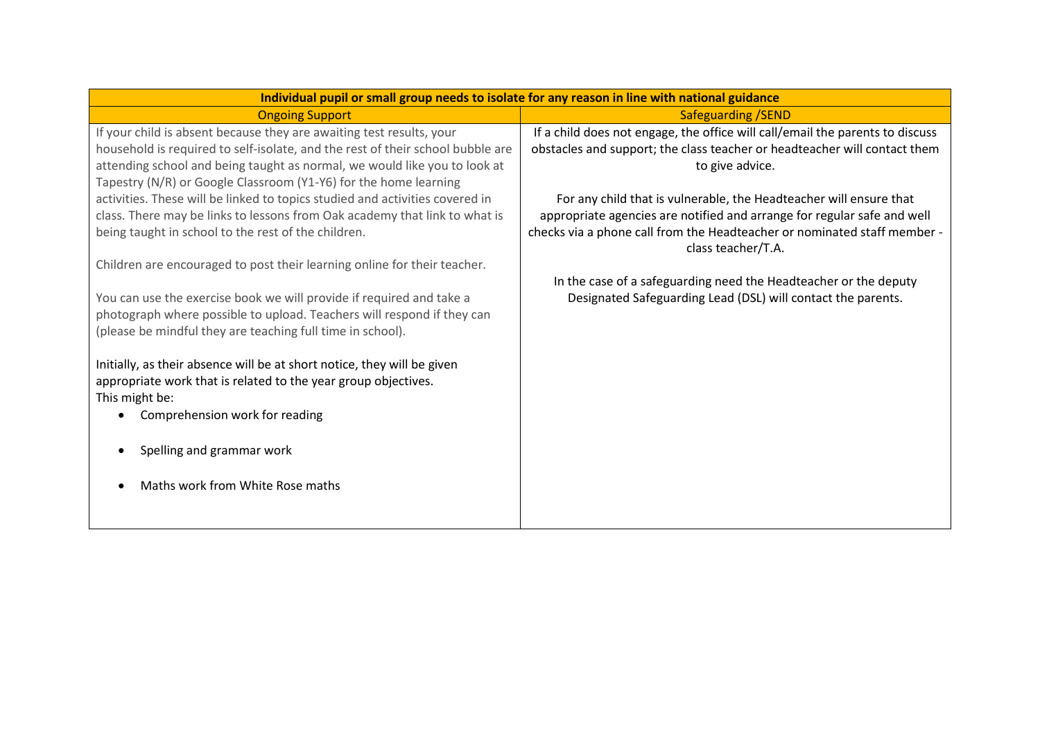| Individual pupil or small group needs to isolate for any reason in line with national guidance | |
|---|---|
| **Ongoing Support** | **Safeguarding /SEND** |
| If your child is absent because they are awaiting test results, your household is required to self-isolate, and the rest of their school bubble are attending school and being taught as normal, we would like you to look at Tapestry (N/R) or Google Classroom (Y1-Y6) for the home learning activities. These will be linked to topics studied and activities covered in class. There may be links to lessons from Oak academy that link to what is being taught in school to the rest of the children.<br><br>Children are encouraged to post their learning online for their teacher.<br><br>You can use the exercise book we will provide if required and take a photograph where possible to upload. Teachers will respond if they can (please be mindful they are teaching full time in school).<br><br>Initially, as their absence will be at short notice, they will be given appropriate work that is related to the year group objectives.<br>This might be:<br>• Comprehension work for reading<br>• Spelling and grammar work<br>• Maths work from White Rose maths | If a child does not engage, the office will call/email the parents to discuss obstacles and support; the class teacher or headteacher will contact them to give advice.<br><br>For any child that is vulnerable, the Headteacher will ensure that appropriate agencies are notified and arrange for regular safe and well checks via a phone call from the Headteacher or nominated staff member - class teacher/T.A.<br><br>In the case of a safeguarding need the Headteacher or the deputy Designated Safeguarding Lead (DSL) will contact the parents. |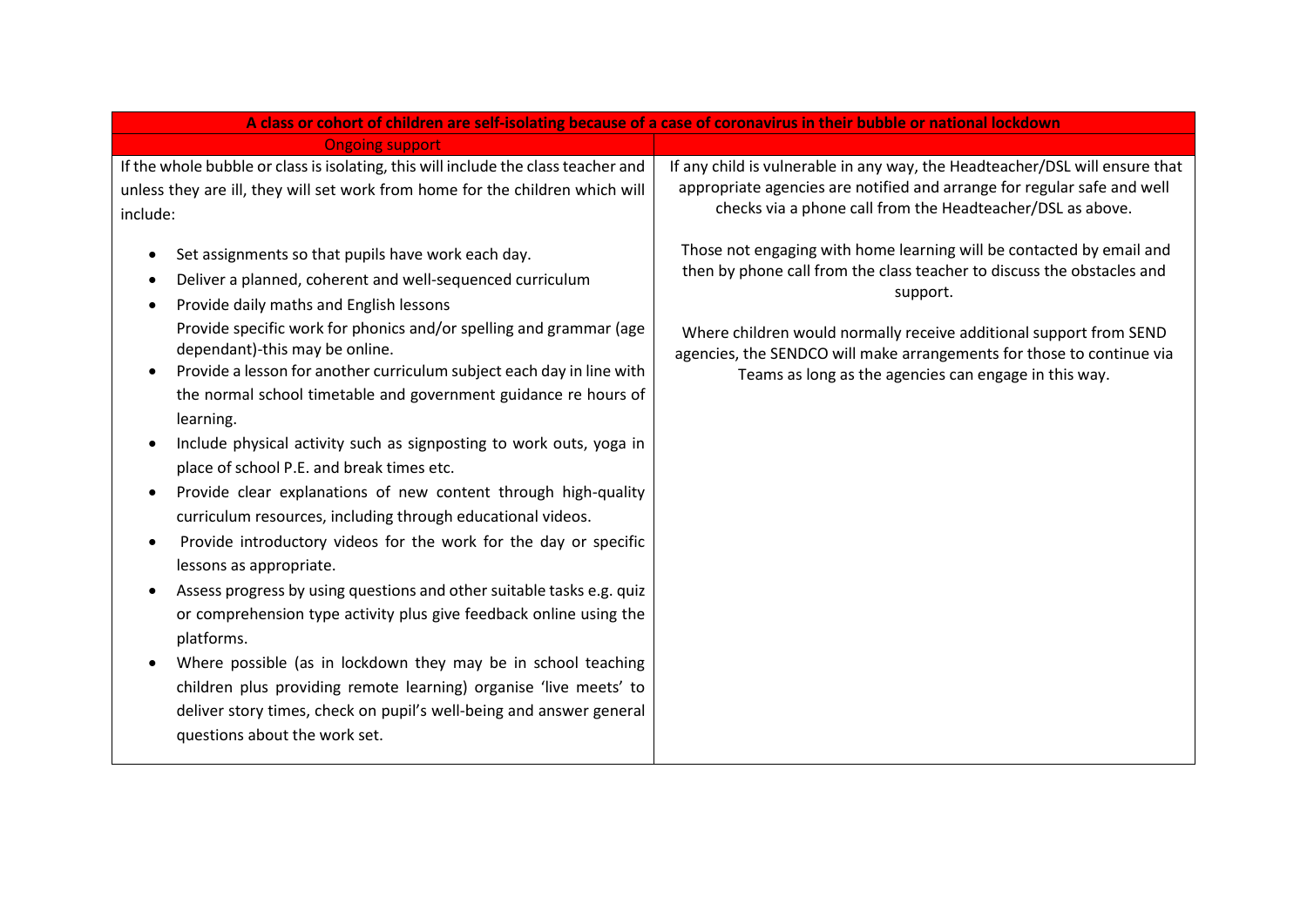| A class or cohort of children are self-isolating because of a case of coronavirus in their bubble or national lockdown | |
|---|---|
| Ongoing support | |
| If the whole bubble or class is isolating, this will include the class teacher and unless they are ill, they will set work from home for the children which will include:<br><br>• Set assignments so that pupils have work each day.<br>• Deliver a planned, coherent and well-sequenced curriculum<br>• Provide daily maths and English lessons<br>Provide specific work for phonics and/or spelling and grammar (age dependant)-this may be online.<br>• Provide a lesson for another curriculum subject each day in line with the normal school timetable and government guidance re hours of learning.<br>• Include physical activity such as signposting to work outs, yoga in place of school P.E. and break times etc.<br>• Provide clear explanations of new content through high-quality curriculum resources, including through educational videos.<br>• Provide introductory videos for the work for the day or specific lessons as appropriate.<br>• Assess progress by using questions and other suitable tasks e.g. quiz or comprehension type activity plus give feedback online using the platforms.<br>• Where possible (as in lockdown they may be in school teaching children plus providing remote learning) organise 'live meets' to deliver story times, check on pupil's well-being and answer general questions about the work set. | If any child is vulnerable in any way, the Headteacher/DSL will ensure that appropriate agencies are notified and arrange for regular safe and well checks via a phone call from the Headteacher/DSL as above.<br><br>Those not engaging with home learning will be contacted by email and then by phone call from the class teacher to discuss the obstacles and support.<br><br>Where children would normally receive additional support from SEND agencies, the SENDCO will make arrangements for those to continue via Teams as long as the agencies can engage in this way. |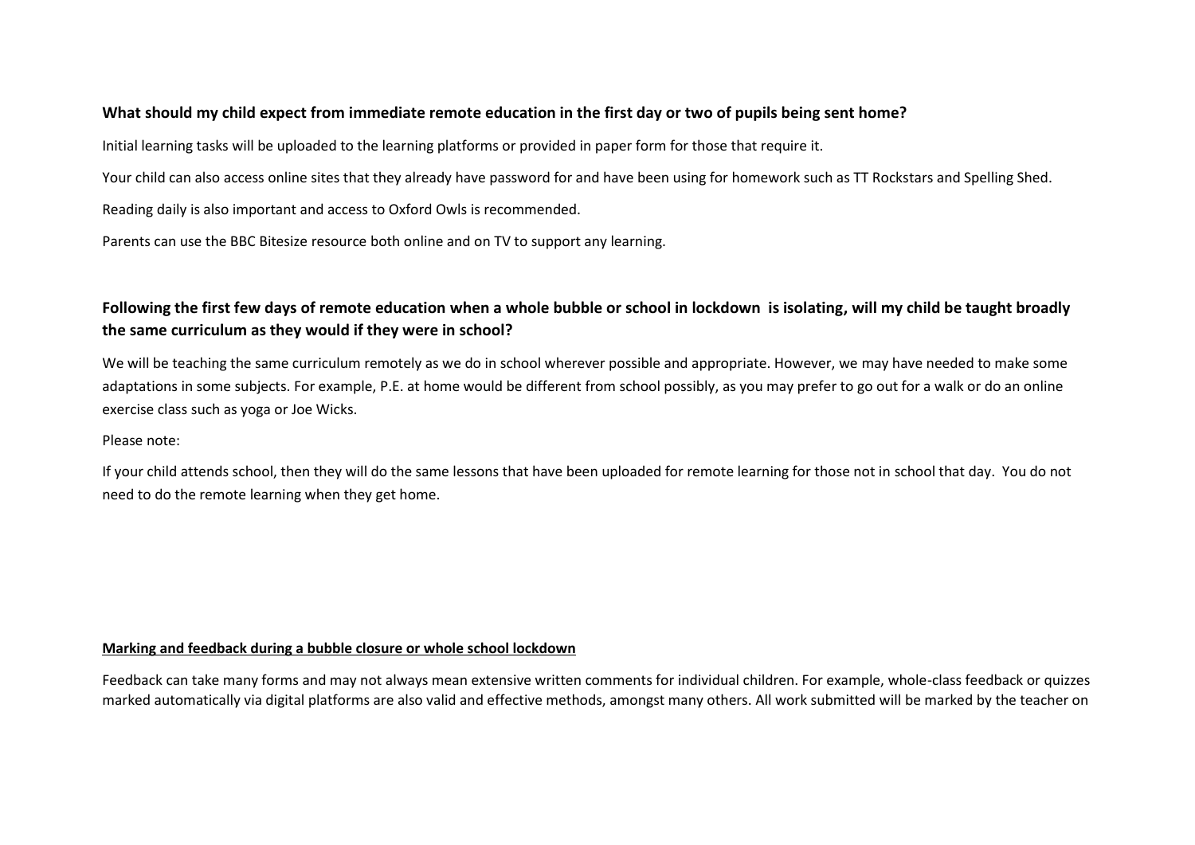### What should my child expect from immediate remote education in the first day or two of pupils being sent home?

Initial learning tasks will be uploaded to the learning platforms or provided in paper form for those that require it.

Your child can also access online sites that they already have password for and have been using for homework such as TT Rockstars and Spelling Shed.

Reading daily is also important and access to Oxford Owls is recommended.

Parents can use the BBC Bitesize resource both online and on TV to support any learning.

### Following the first few days of remote education when a whole bubble or school in lockdown is isolating, will my child be taught broadly the same curriculum as they would if they were in school?

We will be teaching the same curriculum remotely as we do in school wherever possible and appropriate. However, we may have needed to make some adaptations in some subjects. For example, P.E. at home would be different from school possibly, as you may prefer to go out for a walk or do an online exercise class such as yoga or Joe Wicks.

Please note:

If your child attends school, then they will do the same lessons that have been uploaded for remote learning for those not in school that day. You do not need to do the remote learning when they get home.

**Marking and feedback during a bubble closure or whole school lockdown**

Feedback can take many forms and may not always mean extensive written comments for individual children. For example, whole-class feedback or quizzes marked automatically via digital platforms are also valid and effective methods, amongst many others. All work submitted will be marked by the teacher on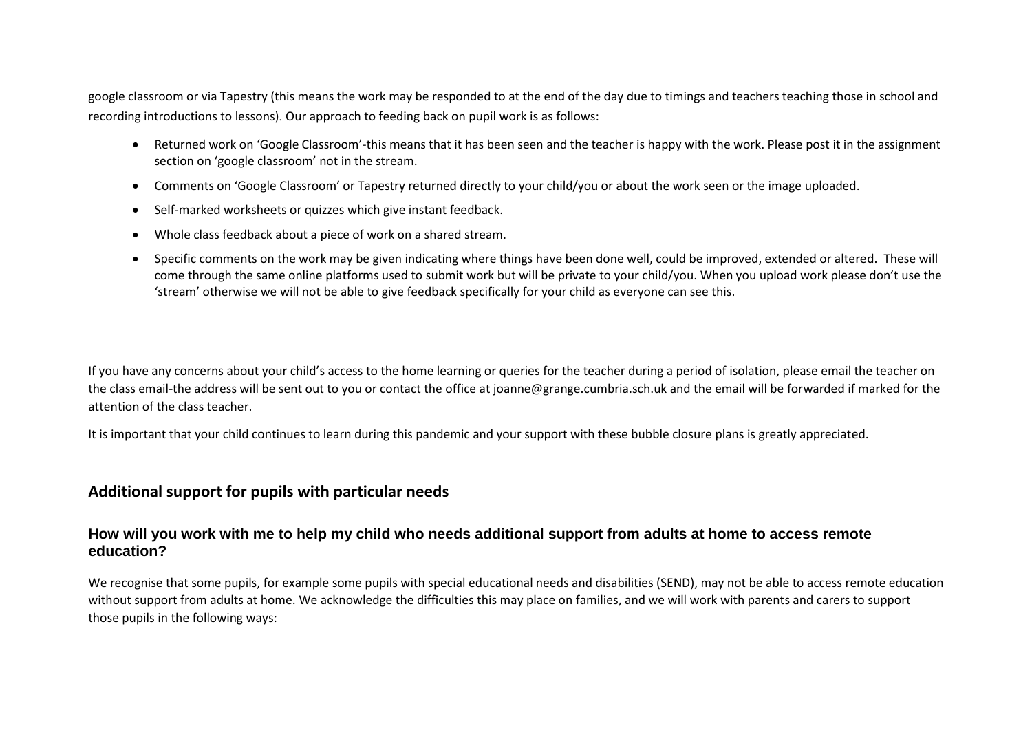google classroom or via Tapestry (this means the work may be responded to at the end of the day due to timings and teachers teaching those in school and recording introductions to lessons). Our approach to feeding back on pupil work is as follows:

- Returned work on 'Google Classroom'-this means that it has been seen and the teacher is happy with the work. Please post it in the assignment section on 'google classroom' not in the stream.
- Comments on 'Google Classroom' or Tapestry returned directly to your child/you or about the work seen or the image uploaded.
- Self-marked worksheets or quizzes which give instant feedback.
- Whole class feedback about a piece of work on a shared stream.
- Specific comments on the work may be given indicating where things have been done well, could be improved, extended or altered. These will come through the same online platforms used to submit work but will be private to your child/you. When you upload work please don't use the 'stream' otherwise we will not be able to give feedback specifically for your child as everyone can see this.

If you have any concerns about your child's access to the home learning or queries for the teacher during a period of isolation, please email the teacher on the class email-the address will be sent out to you or contact the office at joanne@grange.cumbria.sch.uk and the email will be forwarded if marked for the attention of the class teacher.

It is important that your child continues to learn during this pandemic and your support with these bubble closure plans is greatly appreciated.

## Additional support for pupils with particular needs

### How will you work with me to help my child who needs additional support from adults at home to access remote education?

We recognise that some pupils, for example some pupils with special educational needs and disabilities (SEND), may not be able to access remote education without support from adults at home. We acknowledge the difficulties this may place on families, and we will work with parents and carers to support those pupils in the following ways: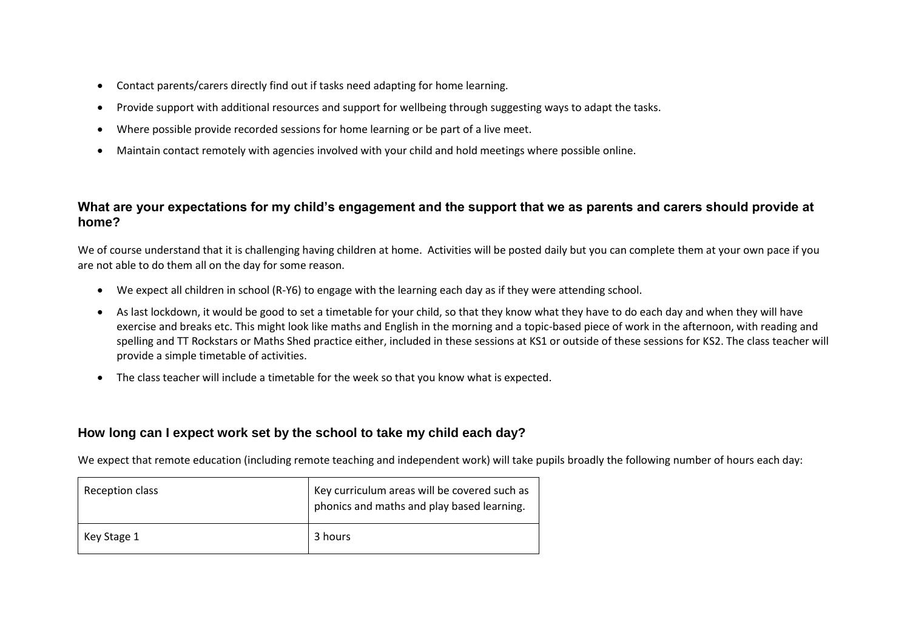- Contact parents/carers directly find out if tasks need adapting for home learning.
- Provide support with additional resources and support for wellbeing through suggesting ways to adapt the tasks.
- Where possible provide recorded sessions for home learning or be part of a live meet.
- Maintain contact remotely with agencies involved with your child and hold meetings where possible online.

### What are your expectations for my child's engagement and the support that we as parents and carers should provide at home?

We of course understand that it is challenging having children at home. Activities will be posted daily but you can complete them at your own pace if you are not able to do them all on the day for some reason.

- We expect all children in school (R-Y6) to engage with the learning each day as if they were attending school.
- As last lockdown, it would be good to set a timetable for your child, so that they know what they have to do each day and when they will have exercise and breaks etc. This might look like maths and English in the morning and a topic-based piece of work in the afternoon, with reading and spelling and TT Rockstars or Maths Shed practice either, included in these sessions at KS1 or outside of these sessions for KS2. The class teacher will provide a simple timetable of activities.
- The class teacher will include a timetable for the week so that you know what is expected.

### How long can I expect work set by the school to take my child each day?

We expect that remote education (including remote teaching and independent work) will take pupils broadly the following number of hours each day:

| | |
|---|---|
| Reception class | Key curriculum areas will be covered such as phonics and maths and play based learning. |
| Key Stage 1 | 3 hours |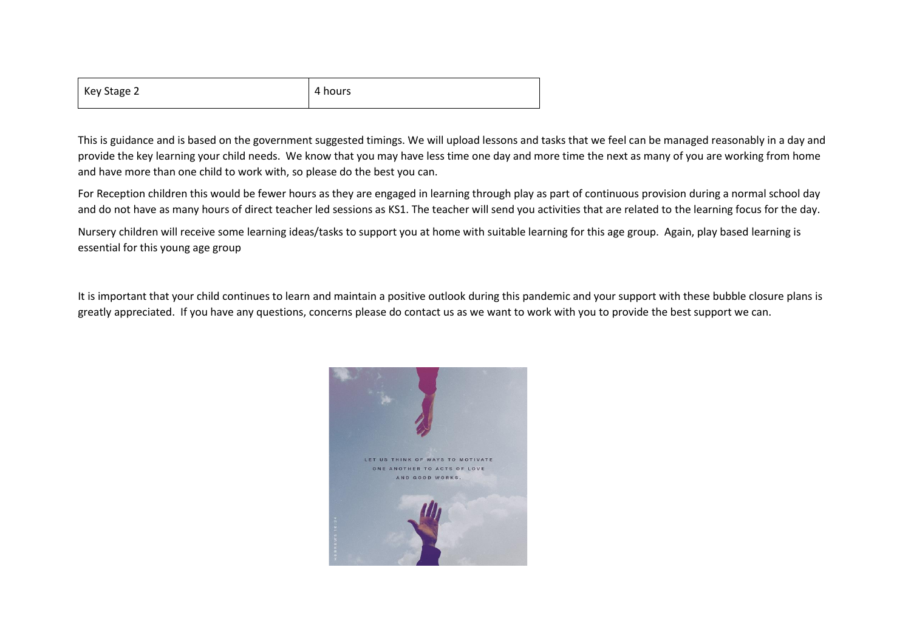| | |
|---|---|
| Key Stage 2 | 4 hours |

This is guidance and is based on the government suggested timings. We will upload lessons and tasks that we feel can be managed reasonably in a day and provide the key learning your child needs. We know that you may have less time one day and more time the next as many of you are working from home and have more than one child to work with, so please do the best you can.

For Reception children this would be fewer hours as they are engaged in learning through play as part of continuous provision during a normal school day and do not have as many hours of direct teacher led sessions as KS1. The teacher will send you activities that are related to the learning focus for the day.

Nursery children will receive some learning ideas/tasks to support you at home with suitable learning for this age group. Again, play based learning is essential for this young age group

It is important that your child continues to learn and maintain a positive outlook during this pandemic and your support with these bubble closure plans is greatly appreciated. If you have any questions, concerns please do contact us as we want to work with you to provide the best support we can.